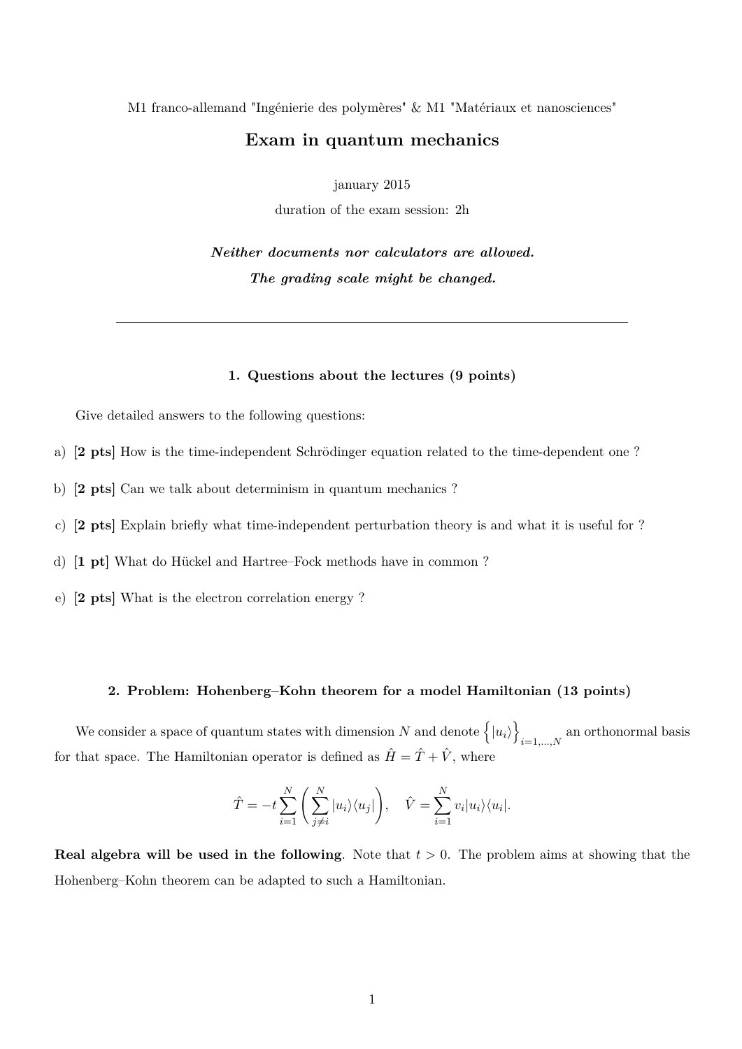M1 franco-allemand "Ingénierie des polymères" & M1 "Matériaux et nanosciences"

# Exam in quantum mechanics

january 2015

duration of the exam session: 2h

***Neither documents nor calculators are allowed.***

***The grading scale might be changed.***

---

## 1. Questions about the lectures (9 points)

Give detailed answers to the following questions:

a) **[2 pts]** How is the time-independent Schrödinger equation related to the time-dependent one ?

b) **[2 pts]** Can we talk about determinism in quantum mechanics ?

c) **[2 pts]** Explain briefly what time-independent perturbation theory is and what it is useful for ?

d) **[1 pt]** What do Hückel and Hartree–Fock methods have in common ?

e) **[2 pts]** What is the electron correlation energy ?

## 2. Problem: Hohenberg–Kohn theorem for a model Hamiltonian (13 points)

We consider a space of quantum states with dimension $N$ and denote $\Big\{|u_i\rangle\Big\}_{i=1,\ldots,N}$ an orthonormal basis for that space. The Hamiltonian operator is defined as $\hat{H} = \hat{T} + \hat{V}$, where

$$\hat{T} = -t\sum_{i=1}^{N}\left(\sum_{j\neq i}^{N}|u_i\rangle\langle u_j|\right), \quad \hat{V} = \sum_{i=1}^{N} v_i|u_i\rangle\langle u_i|.$$

**Real algebra will be used in the following**. Note that $t > 0$. The problem aims at showing that the Hohenberg–Kohn theorem can be adapted to such a Hamiltonian.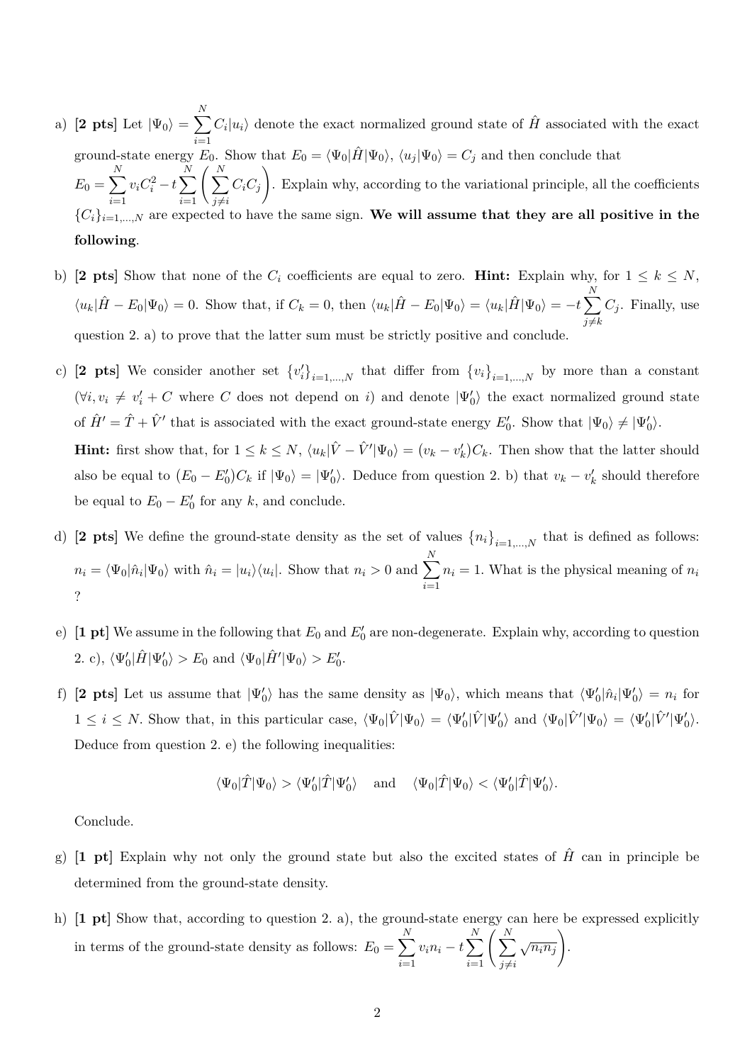a) **[2 pts]** Let $|\Psi_0\rangle = \sum_{i=1}^{N} C_i|u_i\rangle$ denote the exact normalized ground state of $\hat{H}$ associated with the exact ground-state energy $E_0$. Show that $E_0 = \langle\Psi_0|\hat{H}|\Psi_0\rangle$, $\langle u_j|\Psi_0\rangle = C_j$ and then conclude that $E_0 = \sum_{i=1}^{N} v_i C_i^2 - t\sum_{i=1}^{N}\left(\sum_{j\neq i}^{N} C_i C_j\right)$. Explain why, according to the variational principle, all the coefficients $\{C_i\}_{i=1,\ldots,N}$ are expected to have the same sign. **We will assume that they are all positive in the following**.

b) **[2 pts]** Show that none of the $C_i$ coefficients are equal to zero. **Hint:** Explain why, for $1 \leq k \leq N$, $\langle u_k|\hat{H} - E_0|\Psi_0\rangle = 0$. Show that, if $C_k = 0$, then $\langle u_k|\hat{H} - E_0|\Psi_0\rangle = \langle u_k|\hat{H}|\Psi_0\rangle = -t\sum_{j\neq k}^{N} C_j$. Finally, use question 2. a) to prove that the latter sum must be strictly positive and conclude.

c) **[2 pts]** We consider another set $\{v'_i\}_{i=1,\ldots,N}$ that differ from $\{v_i\}_{i=1,\ldots,N}$ by more than a constant ($\forall i, v_i \neq v'_i + C$ where $C$ does not depend on $i$) and denote $|\Psi'_0\rangle$ the exact normalized ground state of $\hat{H}' = \hat{T} + \hat{V}'$ that is associated with the exact ground-state energy $E'_0$. Show that $|\Psi_0\rangle \neq |\Psi'_0\rangle$.

**Hint:** first show that, for $1 \leq k \leq N$, $\langle u_k|\hat{V} - \hat{V}'|\Psi_0\rangle = (v_k - v'_k)C_k$. Then show that the latter should also be equal to $(E_0 - E'_0)C_k$ if $|\Psi_0\rangle = |\Psi'_0\rangle$. Deduce from question 2. b) that $v_k - v'_k$ should therefore be equal to $E_0 - E'_0$ for any $k$, and conclude.

d) **[2 pts]** We define the ground-state density as the set of values $\{n_i\}_{i=1,\ldots,N}$ that is defined as follows: $n_i = \langle\Psi_0|\hat{n}_i|\Psi_0\rangle$ with $\hat{n}_i = |u_i\rangle\langle u_i|$. Show that $n_i > 0$ and $\sum_{i=1}^{N} n_i = 1$. What is the physical meaning of $n_i$ ?

e) **[1 pt]** We assume in the following that $E_0$ and $E'_0$ are non-degenerate. Explain why, according to question 2. c), $\langle\Psi'_0|\hat{H}|\Psi'_0\rangle > E_0$ and $\langle\Psi_0|\hat{H}'|\Psi_0\rangle > E'_0$.

f) **[2 pts]** Let us assume that $|\Psi'_0\rangle$ has the same density as $|\Psi_0\rangle$, which means that $\langle\Psi'_0|\hat{n}_i|\Psi'_0\rangle = n_i$ for $1 \leq i \leq N$. Show that, in this particular case, $\langle\Psi_0|\hat{V}|\Psi_0\rangle = \langle\Psi'_0|\hat{V}|\Psi'_0\rangle$ and $\langle\Psi_0|\hat{V}'|\Psi_0\rangle = \langle\Psi'_0|\hat{V}'|\Psi'_0\rangle$. Deduce from question 2. e) the following inequalities:

$$\langle\Psi_0|\hat{T}|\Psi_0\rangle > \langle\Psi'_0|\hat{T}|\Psi'_0\rangle \quad \text{and} \quad \langle\Psi_0|\hat{T}|\Psi_0\rangle < \langle\Psi'_0|\hat{T}|\Psi'_0\rangle.$$

Conclude.

g) **[1 pt]** Explain why not only the ground state but also the excited states of $\hat{H}$ can in principle be determined from the ground-state density.

h) **[1 pt]** Show that, according to question 2. a), the ground-state energy can here be expressed explicitly in terms of the ground-state density as follows: $E_0 = \sum_{i=1}^{N} v_i n_i - t\sum_{i=1}^{N}\left(\sum_{j\neq i}^{N}\sqrt{n_i n_j}\right)$.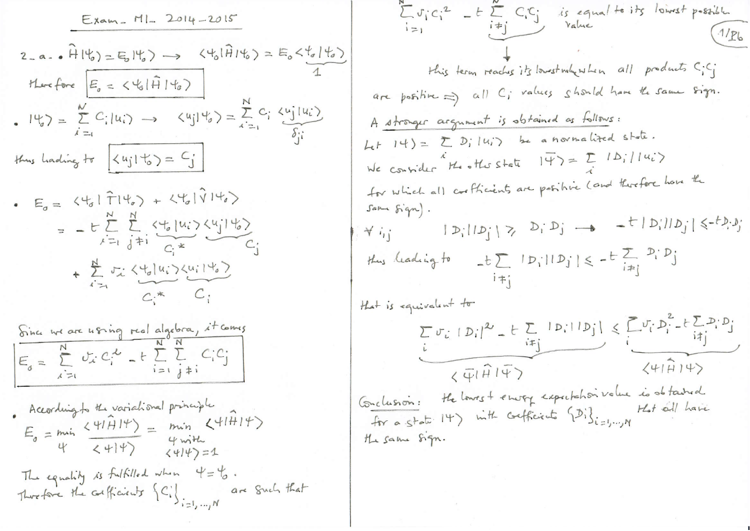Exam - MI - 2014-2015

2 - a. • $\hat{H}|\psi_0\rangle = E_0|\psi_0\rangle \rightarrow \langle\psi_0|\hat{H}|\psi_0\rangle = E_0\underbrace{\langle\psi_0|\psi_0\rangle}_{1}$

Therefore $\boxed{E_0 = \langle\psi_0|\hat{H}|\psi_0\rangle}$

• $|\psi_0\rangle = \sum_{i=1}^{N} C_i|u_i\rangle \rightarrow \langle u_j|\psi_0\rangle = \sum_{i=1}^{N} C_i \underbrace{\langle u_j|u_i\rangle}_{\delta_{ji}}$

thus leading to $\boxed{\langle u_j|\psi_0\rangle = C_j}$

• $E_0 = \langle\psi_0|\hat{T}|\psi_0\rangle + \langle\psi_0|\hat{V}|\psi_0\rangle$

$$= -t\sum_{i=1}^{N}\sum_{j\neq i}^{N} \underbrace{\langle\psi_0|u_i\rangle}_{C_i^*}\underbrace{\langle u_j|\psi_0\rangle}_{C_j}$$

$$+ \sum_{i=1}^{N} v_i \underbrace{\langle\psi_0|u_i\rangle}_{C_i^*}\underbrace{\langle u_i|\psi_0\rangle}_{C_i}$$

Since we are using real algebra, it comes

$$\boxed{E_0 = \sum_{i=1}^{N} v_i C_i^2 - t\sum_{i=1}^{N}\sum_{j\neq i}^{N} C_i C_j}$$

• According to the variational principle

$$E_0 = \min_{\psi} \frac{\langle\psi|\hat{H}|\psi\rangle}{\langle\psi|\psi\rangle} = \min_{\psi \text{ with } \langle\psi|\psi\rangle=1} \langle\psi|\hat{H}|\psi\rangle$$

The equality is fulfilled when $\psi = \psi_0$.

Therefore the coefficients $\{C_i\}_{i=1,\dots,N}$ are such that

$$\sum_{i=1}^{N} v_i C_i^2 \underbrace{- t\sum_{i\neq j} C_i C_j}$$ is equal to its lowest possible value

$\downarrow$

this term reaches its lowest value when all products $C_i C_j$ are positive $\Rightarrow$ all $C_i$ values should have the same sign.

<u>A stronger argument is obtained as follows:</u>

Let $|\psi\rangle = \sum_i D_i|u_i\rangle$ be a normalized state.

We consider the other state $|\bar{\psi}\rangle = \sum_i |D_i||u_i\rangle$ for which all coefficients are positive (and therefore have the same sign).

$\forall\, i,j \qquad |D_i||D_j| \geq D_i D_j \longrightarrow -t|D_i||D_j| \leq -t D_i D_j$

thus leading to $\quad -t\sum_{i\neq j}|D_i||D_j| \leq -t\sum_{i\neq j} D_i D_j$

that is equivalent to

$$\underbrace{\sum_i v_i |D_i|^2 - t\sum_{i\neq j}|D_i||D_j|}_{\langle\bar{\psi}|\hat{H}|\bar{\psi}\rangle} \leq \underbrace{\sum_i v_i D_i^2 - t\sum_{i\neq j} D_i D_j}_{\langle\psi|\hat{H}|\psi\rangle}$$

Conclusion: the lowest energy expectation value is obtained for a state $|\psi\rangle$ with coefficients $\{D_i\}_{i=1,\dots,N}$ that all have the same sign.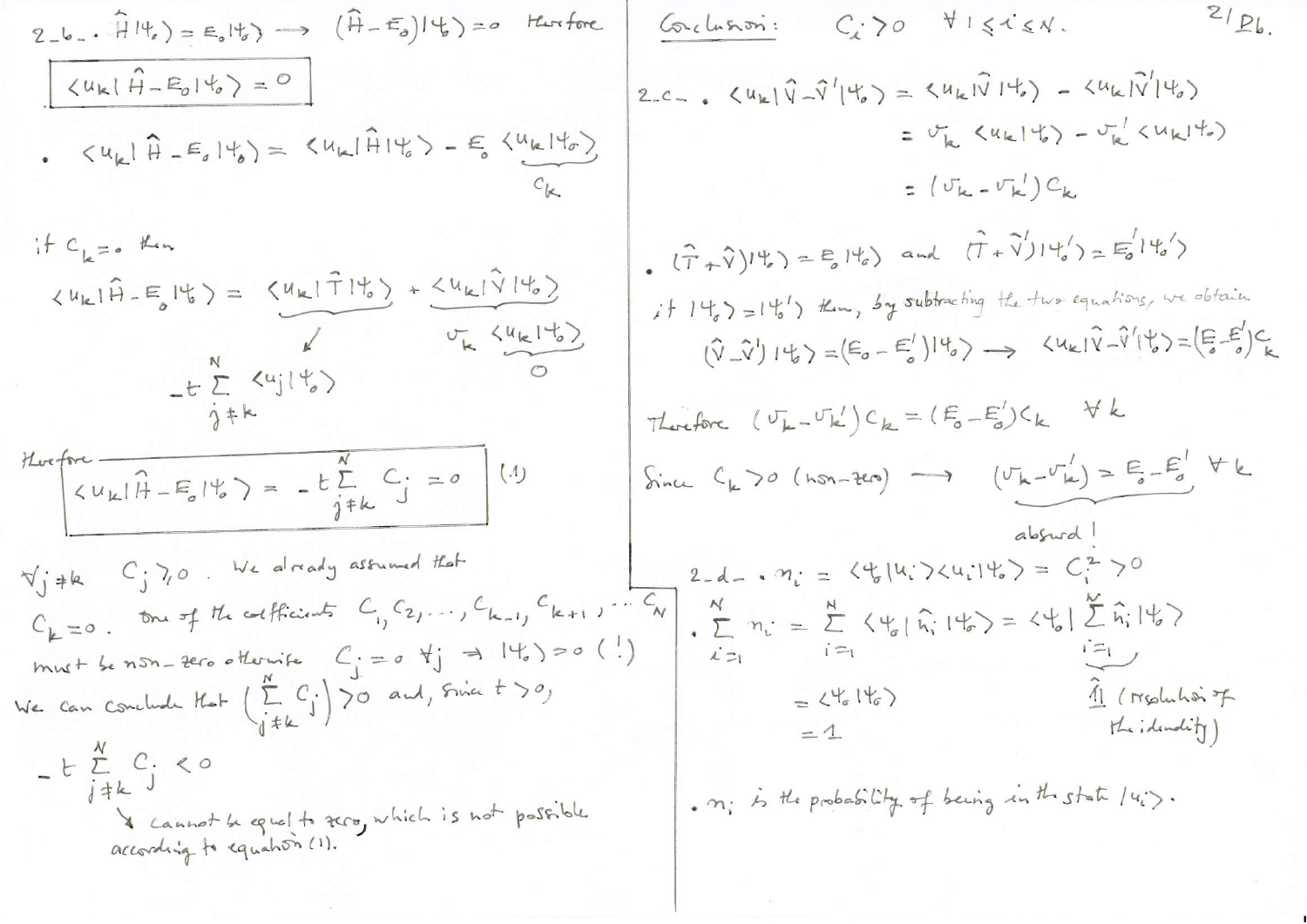2-b- $\hat{H}|\psi_0\rangle = E_0|\psi_0\rangle \longrightarrow (\hat{H}-E_0)|\psi_0\rangle = 0$ therefore

$$\boxed{\langle u_k|\hat{H}-E_0|\psi_0\rangle = 0}$$

- $\langle u_k|\hat{H}-E_0|\psi_0\rangle = \langle u_k|\hat{H}|\psi_0\rangle - E_0\underbrace{\langle u_k|\psi_0\rangle}_{c_k}$

if $c_k = 0$ then

$$\langle u_k|\hat{H}-E_0|\psi_0\rangle = \underbrace{\langle u_k|\hat{T}|\psi_0\rangle}_{-t\sum_{j\neq k}^{N}\langle u_j|\psi_0\rangle} + \underbrace{\langle u_k|\hat{V}|\psi_0\rangle}_{v_k\langle u_k|\psi_0\rangle = 0}$$

Therefore

$$\boxed{\langle u_k|\hat{H}-E_0|\psi_0\rangle = -t\sum_{j\neq k}^{N} c_j = 0} \quad (1)$$

$\forall j\neq k \quad c_j \geq 0$. We already assumed that $c_k = 0$. One of the coefficients $c_1, c_2, \dots, c_{k-1}, c_{k+1}, \dots c_N$ must be non-zero otherwise $c_j = 0 \ \forall j \Rightarrow |\psi_0\rangle = 0$ (!)

We can conclude that $\left(\sum_{j\neq k}^{N} c_j\right) > 0$ and, since $t > 0$,

$-t\sum_{j\neq k}^{N} c_j < 0$

↳ cannot be equal to zero, which is not possible according to equation (1).

Conclusion: $c_i > 0 \quad \forall 1\leq i\leq N$.

2-c- • $\langle u_k|\hat{V}-\hat{V}'|\psi_0\rangle = \langle u_k|\hat{V}|\psi_0\rangle - \langle u_k|\hat{V}'|\psi_0\rangle$

$= v_k\langle u_k|\psi_0\rangle - v_k'\langle u_k|\psi_0\rangle$

$= (v_k - v_k')c_k$

• $(\hat{T}+\hat{V})|\psi_0\rangle = E_0|\psi_0\rangle$ and $(\hat{T}+\hat{V}')|\psi_0'\rangle = E_0'|\psi_0'\rangle$

if $|\psi_0\rangle = |\psi_0'\rangle$ then, by subtracting the two equations, we obtain

$(\hat{V}-\hat{V}')|\psi_0\rangle = (E_0 - E_0')|\psi_0\rangle \longrightarrow \langle u_k|\hat{V}-\hat{V}'|\psi_0\rangle = (E_0 - E_0')c_k$

Therefore $(v_k - v_k')c_k = (E_0 - E_0')c_k \quad \forall k$

Since $c_k > 0$ (non-zero) $\longrightarrow \underbrace{(v_k - v_k') = E_0 - E_0' \ \forall k}_{\text{absurd!}}$

2-d- • $n_i = \langle\psi_0|u_i\rangle\langle u_i|\psi_0\rangle = c_i^2 > 0$

• $\sum_{i=1}^{N} n_i = \sum_{i=1}^{N}\langle\psi_0|\hat{n}_i|\psi_0\rangle = \langle\psi_0|\underbrace{\sum_{i=1}^{N}\hat{n}_i}_{\hat{\mathbb{1}}\text{ (resolution of the identity)}}|\psi_0\rangle$

$= \langle\psi_0|\psi_0\rangle$

$= 1$

• $n_i$ is the probability of being in the state $|u_i\rangle$.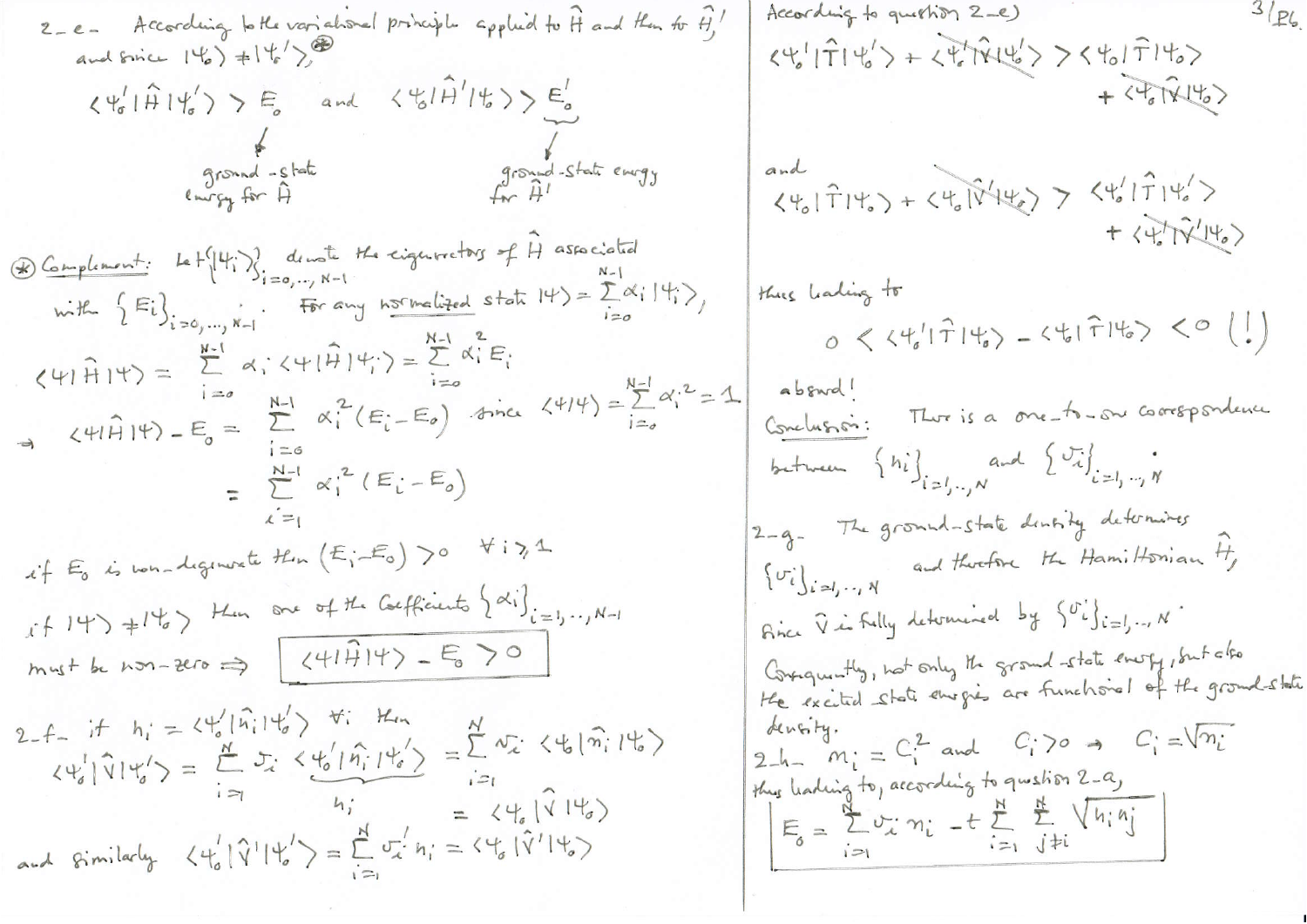2-e- According to the variational principle applied to $\hat{H}$ and then for $\hat{H}'$, and since $|\Psi_0\rangle \neq |\Psi_0'\rangle$, (*)

$$\langle \Psi_0' | \hat{H} | \Psi_0' \rangle > E_0 \quad \text{and} \quad \langle \Psi_0 | \hat{H}' | \Psi_0 \rangle > E_0'$$

$E_0$: ground-state energy for $\hat{H}$ ; $E_0'$: ground-state energy for $\hat{H}'$

(*) Complement: Let $\{|\Psi_i\rangle\}_{i=0,\dots,N-1}$ denote the eigenvectors of $\hat{H}$ associated with $\{E_i\}_{i=0,\dots,N-1}$. For any normalized state $|\Psi\rangle = \sum_{i=0}^{N-1} \alpha_i |\Psi_i\rangle$,

$$\langle \Psi | \hat{H} | \Psi \rangle = \sum_{i=0}^{N-1} \alpha_i \langle \Psi | \hat{H} | \Psi_i \rangle = \sum_{i=0}^{N-1} \alpha_i^2 E_i$$

$$\rightarrow \langle \Psi | \hat{H} | \Psi \rangle - E_0 = \sum_{i=0}^{N-1} \alpha_i^2 (E_i - E_0) \quad \text{since } \langle \Psi | \Psi \rangle = \sum_{i=0}^{N-1} \alpha_i^2 = 1$$

$$= \sum_{i=1}^{N-1} \alpha_i^2 (E_i - E_0)$$

if $E_0$ is non-degenerate then $(E_i - E_0) > 0 \quad \forall i \geq 1$

if $|\Psi\rangle \neq |\Psi_0\rangle$ then one of the coefficients $\{\alpha_i\}_{i=1,\dots,N-1}$ must be non-zero $\Rightarrow$ $\boxed{\langle \Psi | \hat{H} | \Psi \rangle - E_0 > 0}$

2-f- if $n_i = \langle \Psi_0' | \hat{n}_i | \Psi_0' \rangle \;\forall i$ then

$$\langle \Psi_0' | \hat{V} | \Psi_0' \rangle = \sum_{i=1}^{N} v_i \underbrace{\langle \Psi_0' | \hat{n}_i | \Psi_0' \rangle}_{n_i} = \sum_{i=1}^{N} v_i \langle \Psi_0 | \hat{n}_i | \Psi_0 \rangle = \langle \Psi_0 | \hat{V} | \Psi_0 \rangle$$

and similarly $\langle \Psi_0 | \hat{V}' | \Psi_0 \rangle = \sum_{i=1}^{N} v_i' n_i = \langle \Psi_0' | \hat{V}' | \Psi_0' \rangle$

According to question 2-e)

$$\langle \Psi_0' | \hat{T} | \Psi_0' \rangle + \cancel{\langle \Psi_0' | \hat{V} | \Psi_0' \rangle} > \langle \Psi_0 | \hat{T} | \Psi_0 \rangle + \cancel{\langle \Psi_0 | \hat{V} | \Psi_0 \rangle}$$

and

$$\langle \Psi_0 | \hat{T} | \Psi_0 \rangle + \cancel{\langle \Psi_0 | \hat{V}' | \Psi_0 \rangle} > \langle \Psi_0' | \hat{T} | \Psi_0' \rangle + \cancel{\langle \Psi_0' | \hat{V}' | \Psi_0' \rangle}$$

thus leading to

$$0 < \langle \Psi_0' | \hat{T} | \Psi_0' \rangle - \langle \Psi_0 | \hat{T} | \Psi_0 \rangle < 0 \; (!)$$

absurd!

Conclusion: There is a one-to-one correspondence between $\{n_i\}_{i=1,\dots,N}$ and $\{v_i\}_{i=1,\dots,N}$.

2-g- The ground-state density determines $\{v_i\}_{i=1,\dots,N}$ and therefore the Hamiltonian $\hat{H}$, since $\hat{V}$ is fully determined by $\{v_i\}_{i=1,\dots,N}$.

Consequently, not only the ground-state energy, but also the excited state energies are functional of the ground-state density.

2-h- $n_i = C_i^2$ and $C_i > 0 \rightarrow C_i = \sqrt{n_i}$

thus leading to, according to question 2-a,

$$\boxed{E_0 = \sum_{i=1}^{N} v_i n_i - t \sum_{i=1}^{N} \sum_{j \neq i}^{N} \sqrt{n_i n_j}}$$